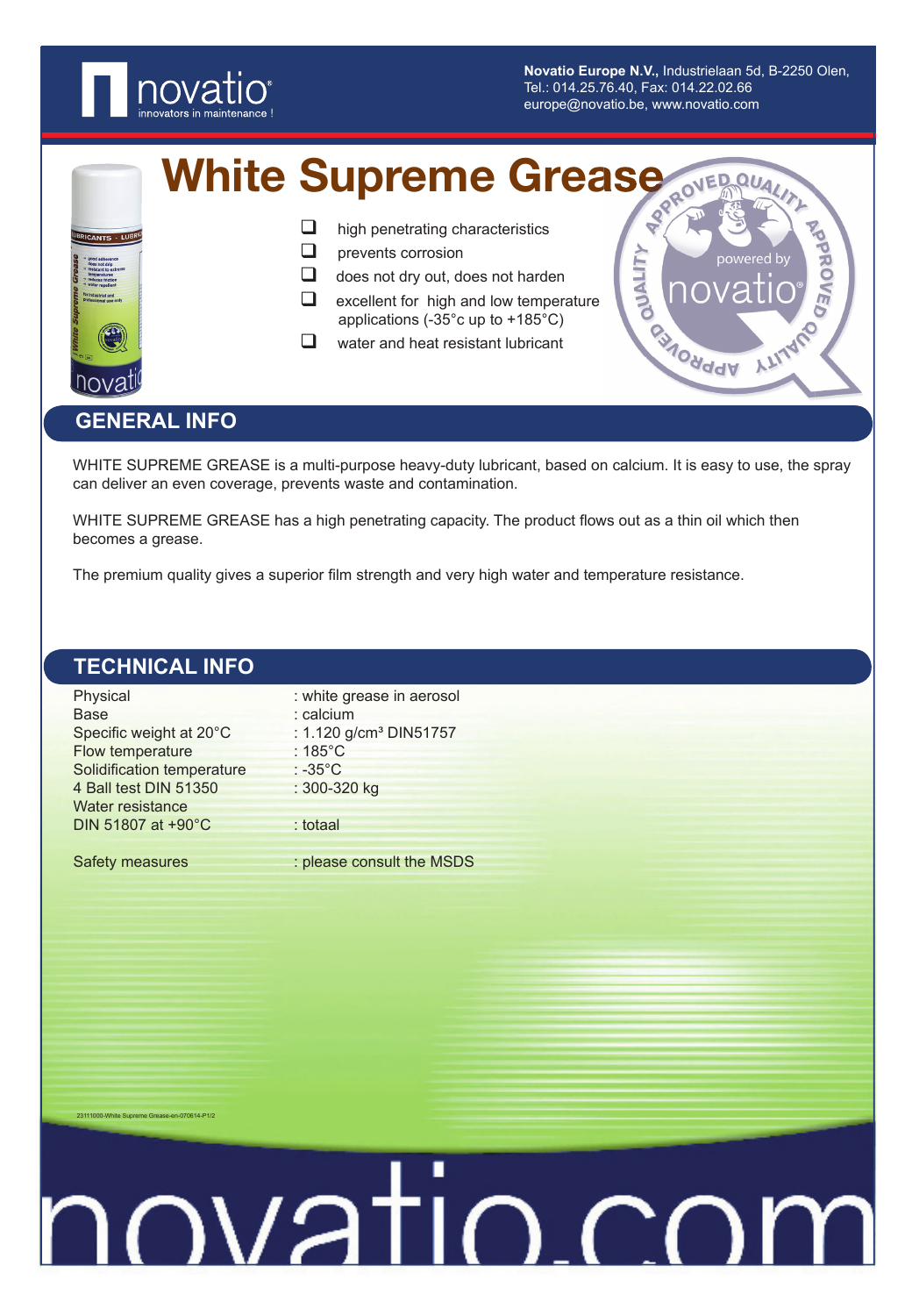**Novatio Europe N.V.**, Industrielaan 5d, B-2250 Olen,
Tel.: 014.25.76.40, Fax: 014.22.02.66
europe@novatio.be, www.novatio.com

# White Supreme Grease

- high penetrating characteristics
- prevents corrosion
- does not dry out, does not harden
- excellent for high and low temperature applications (-35°c up to +185°C)
- water and heat resistant lubricant

## GENERAL INFO

WHITE SUPREME GREASE is a multi-purpose heavy-duty lubricant, based on calcium. It is easy to use, the spray can deliver an even coverage, prevents waste and contamination.

WHITE SUPREME GREASE has a high penetrating capacity. The product flows out as a thin oil which then becomes a grease.

The premium quality gives a superior film strength and very high water and temperature resistance.

## TECHNICAL INFO

| | |
|---|---|
| Physical | : white grease in aerosol |
| Base | : calcium |
| Specific weight at 20°C | : 1.120 g/cm³ DIN51757 |
| Flow temperature | : 185°C |
| Solidification temperature | : -35°C |
| 4 Ball test DIN 51350 | : 300-320 kg |
| Water resistance DIN 51807 at +90°C | : totaal |
| Safety measures | : please consult the MSDS |

23111000-White Supreme Grease-en-070614-P1/2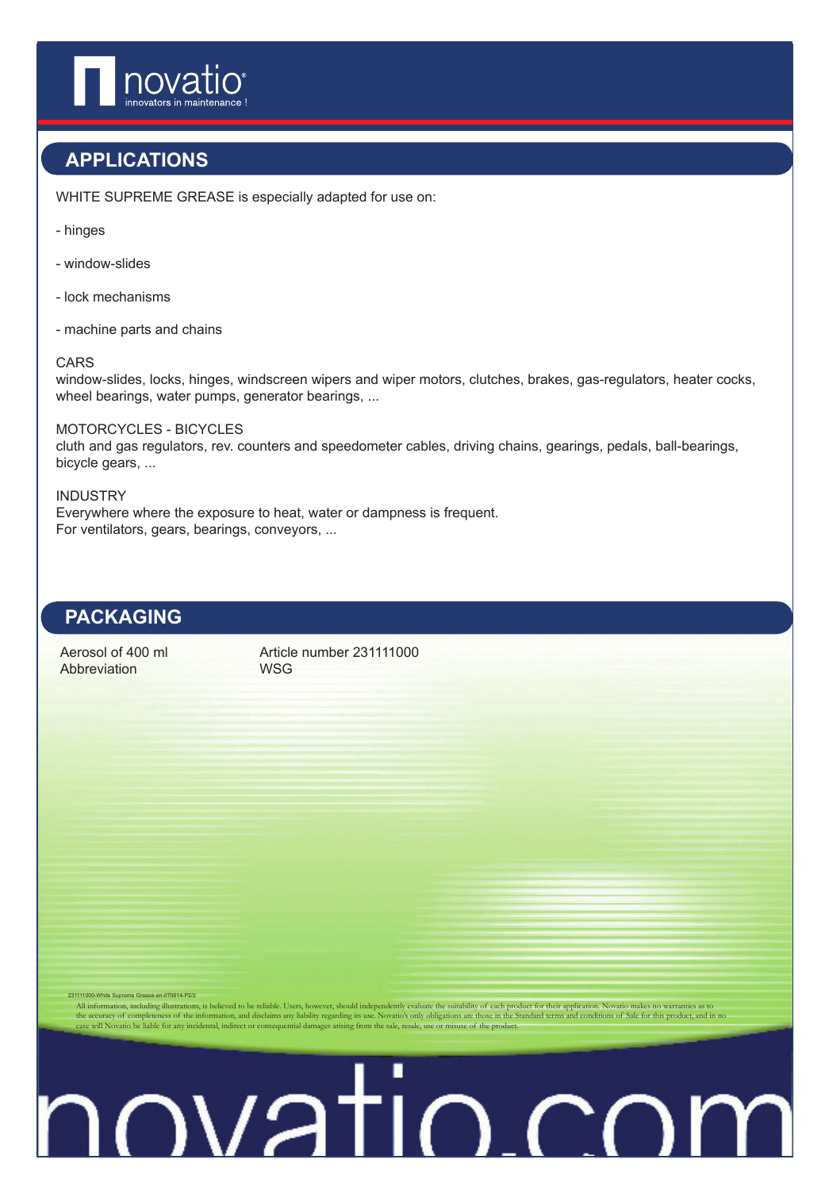## APPLICATIONS

WHITE SUPREME GREASE is especially adapted for use on:

- hinges
- window-slides
- lock mechanisms
- machine parts and chains

CARS
window-slides, locks, hinges, windscreen wipers and wiper motors, clutches, brakes, gas-regulators, heater cocks, wheel bearings, water pumps, generator bearings, ...

MOTORCYCLES - BICYCLES
cluth and gas regulators, rev. counters and speedometer cables, driving chains, gearings, pedals, ball-bearings, bicycle gears, ...

INDUSTRY
Everywhere where the exposure to heat, water or dampness is frequent.
For ventilators, gears, bearings, conveyors, ...

## PACKAGING

| | |
|---|---|
| Aerosol of 400 ml | Article number 231111000 |
| Abbreviation | WSG |

231111000-White Supreme Grease-en-070614-P2/2

All information, including illustrations, is believed to be reliable. Users, however, should independently evaluate the suitability of each product for their application. Novatio makes no warranties as to the accuracy of completeness of the information, and disclaims any liability regarding its use. Novatio's only obligations are those in the Standard terms and conditions of Sale for this product, and in no case will Novatio be liable for any incidental, indirect or consequential damages arising from the sale, resale, use or misuse of the product.

novatio.com